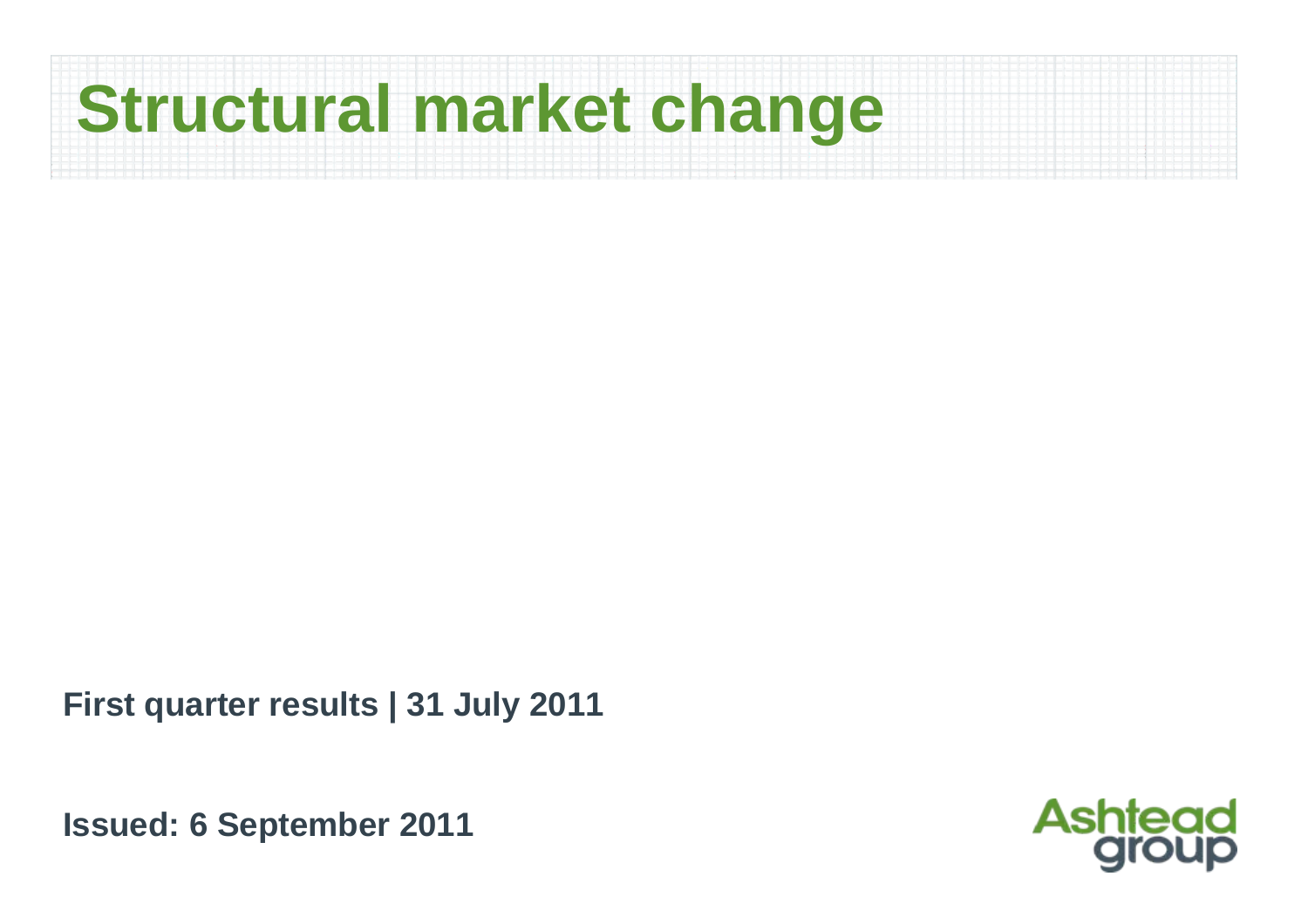# Structural market change

**First quarter results | 31 July 2011**

**Issued: 6 September 2011**

Ashtead group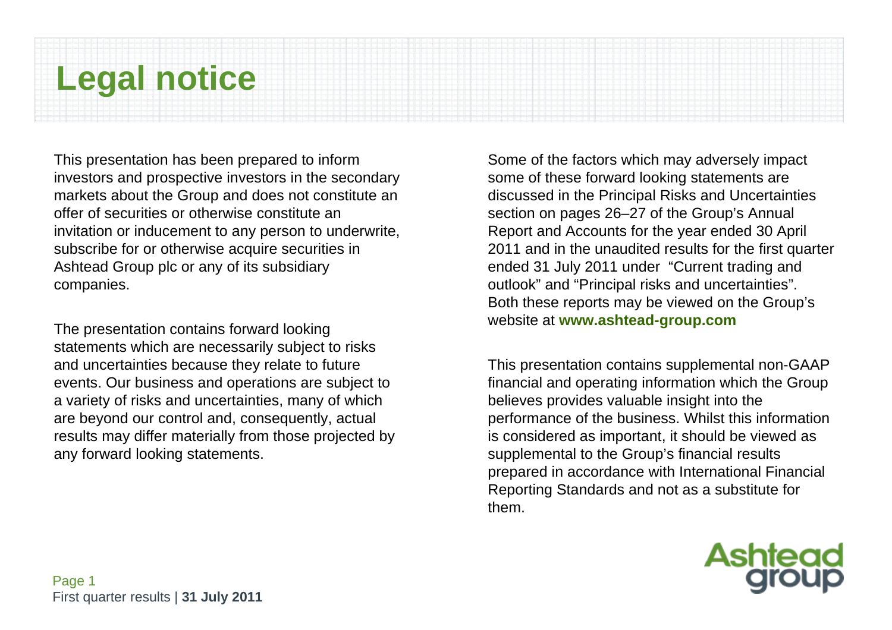# Legal notice

This presentation has been prepared to inform investors and prospective investors in the secondary markets about the Group and does not constitute an offer of securities or otherwise constitute an invitation or inducement to any person to underwrite, subscribe for or otherwise acquire securities in Ashtead Group plc or any of its subsidiary companies.

The presentation contains forward looking statements which are necessarily subject to risks and uncertainties because they relate to future events. Our business and operations are subject to a variety of risks and uncertainties, many of which are beyond our control and, consequently, actual results may differ materially from those projected by any forward looking statements.

Some of the factors which may adversely impact some of these forward looking statements are discussed in the Principal Risks and Uncertainties section on pages 26–27 of the Group's Annual Report and Accounts for the year ended 30 April 2011 and in the unaudited results for the first quarter ended 31 July 2011 under "Current trading and outlook" and "Principal risks and uncertainties". Both these reports may be viewed on the Group's website at **www.ashtead-group.com**

This presentation contains supplemental non-GAAP financial and operating information which the Group believes provides valuable insight into the performance of the business. Whilst this information is considered as important, it should be viewed as supplemental to the Group's financial results prepared in accordance with International Financial Reporting Standards and not as a substitute for them.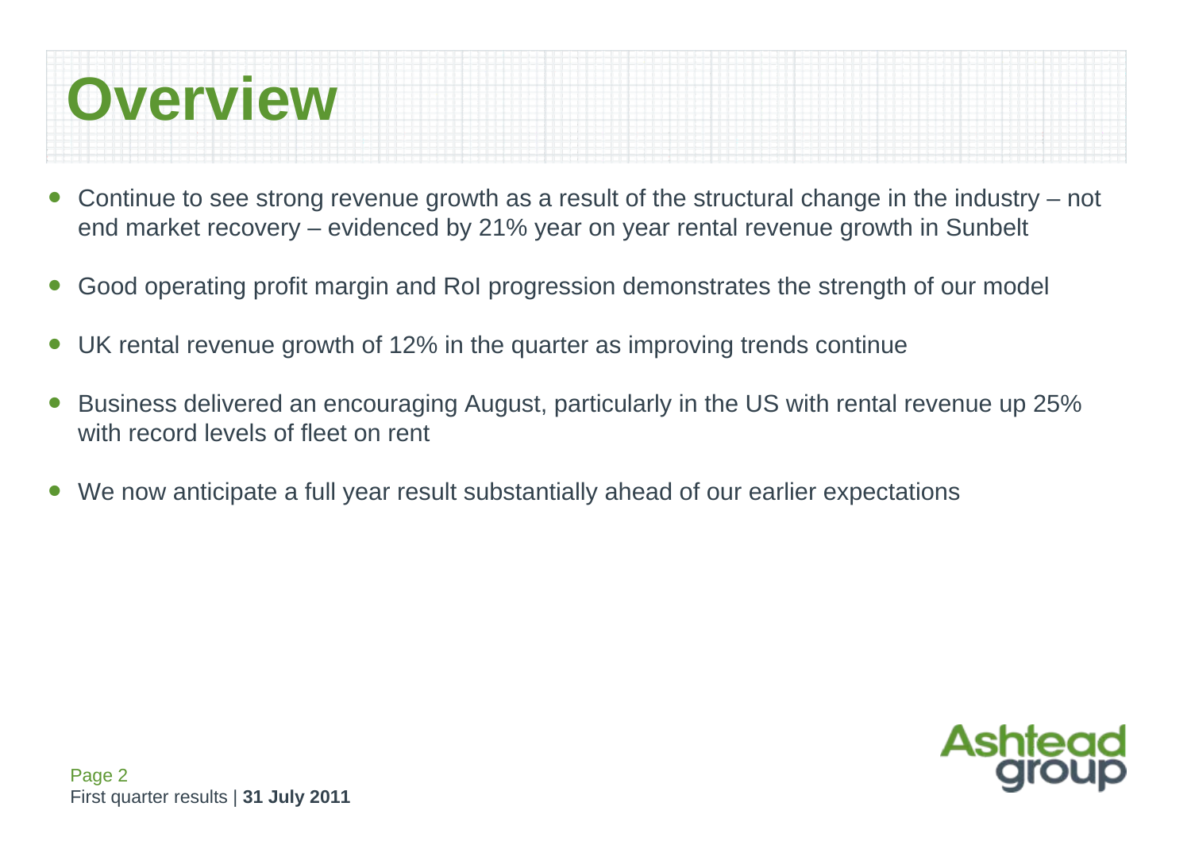# Overview

- Continue to see strong revenue growth as a result of the structural change in the industry – not end market recovery – evidenced by 21% year on year rental revenue growth in Sunbelt
- Good operating profit margin and RoI progression demonstrates the strength of our model
- UK rental revenue growth of 12% in the quarter as improving trends continue
- Business delivered an encouraging August, particularly in the US with rental revenue up 25% with record levels of fleet on rent
- We now anticipate a full year result substantially ahead of our earlier expectations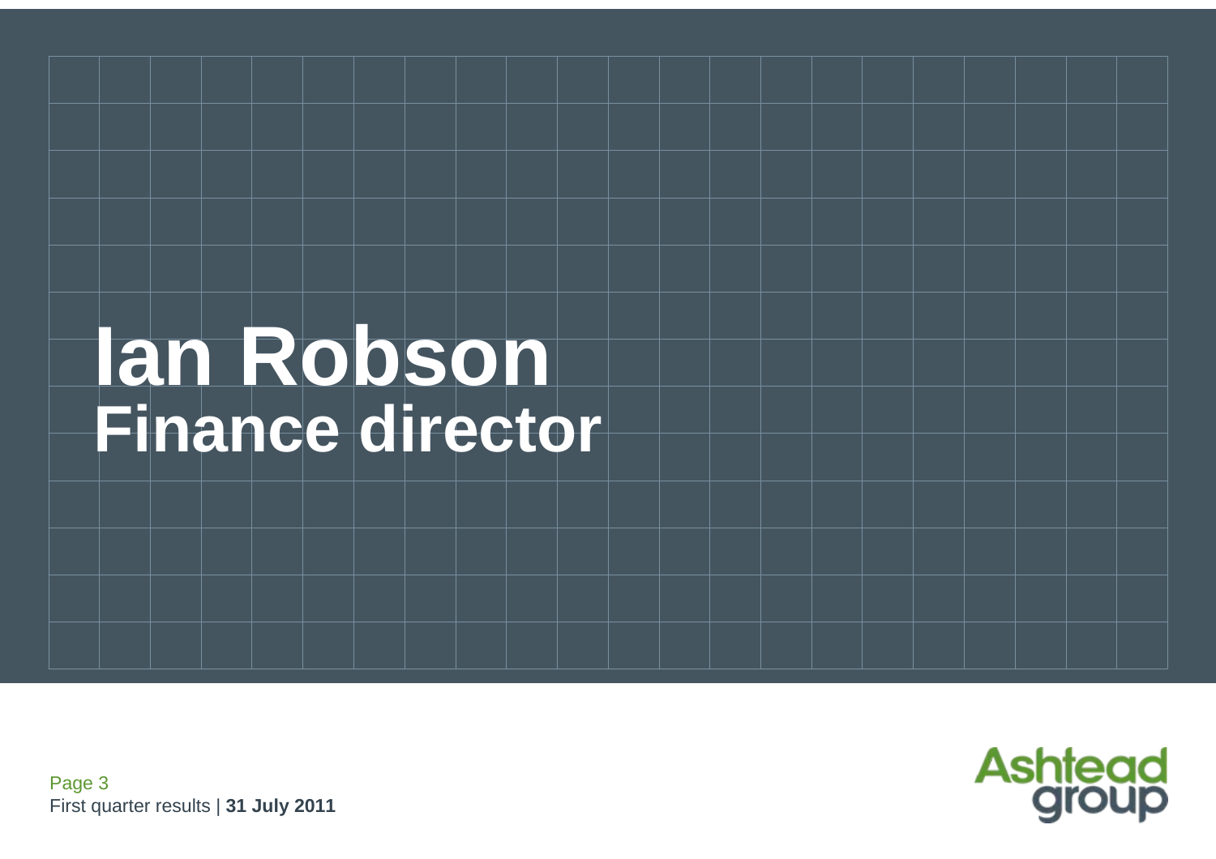# Ian Robson

## Finance director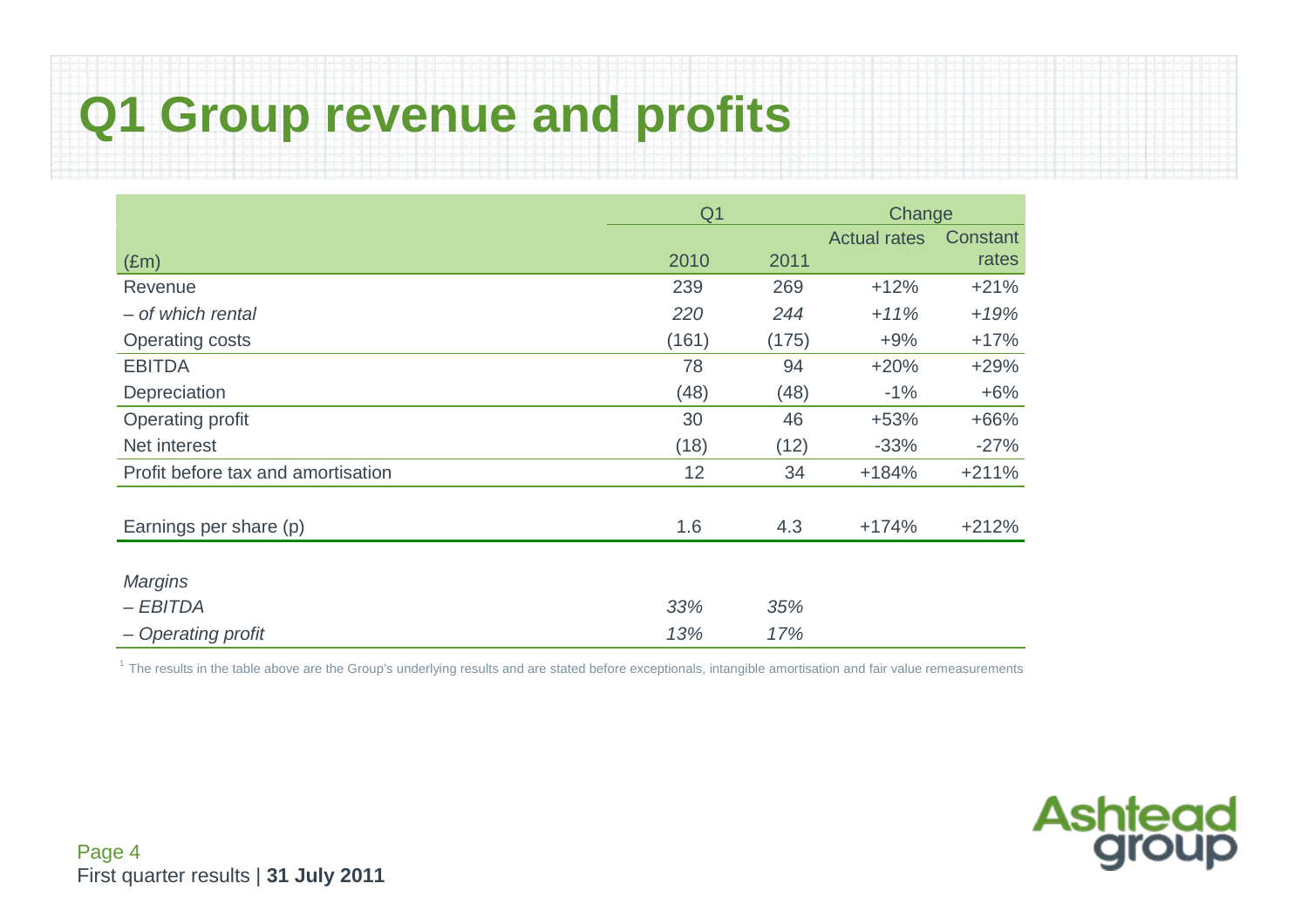# Q1 Group revenue and profits

| (£m) | Q1 2010 | Q1 2011 | Change Actual rates | Change Constant rates |
|---|---|---|---|---|
| Revenue | 239 | 269 | +12% | +21% |
| *– of which rental* | *220* | *244* | *+11%* | *+19%* |
| Operating costs | (161) | (175) | +9% | +17% |
| EBITDA | 78 | 94 | +20% | +29% |
| Depreciation | (48) | (48) | -1% | +6% |
| Operating profit | 30 | 46 | +53% | +66% |
| Net interest | (18) | (12) | -33% | -27% |
| Profit before tax and amortisation | 12 | 34 | +184% | +211% |
| | | | | |
| Earnings per share (p) | 1.6 | 4.3 | +174% | +212% |
| | | | | |
| *Margins* | | | | |
| *– EBITDA* | *33%* | *35%* | | |
| *– Operating profit* | *13%* | *17%* | | |

[1] The results in the table above are the Group's underlying results and are stated before exceptionals, intangible amortisation and fair value remeasurements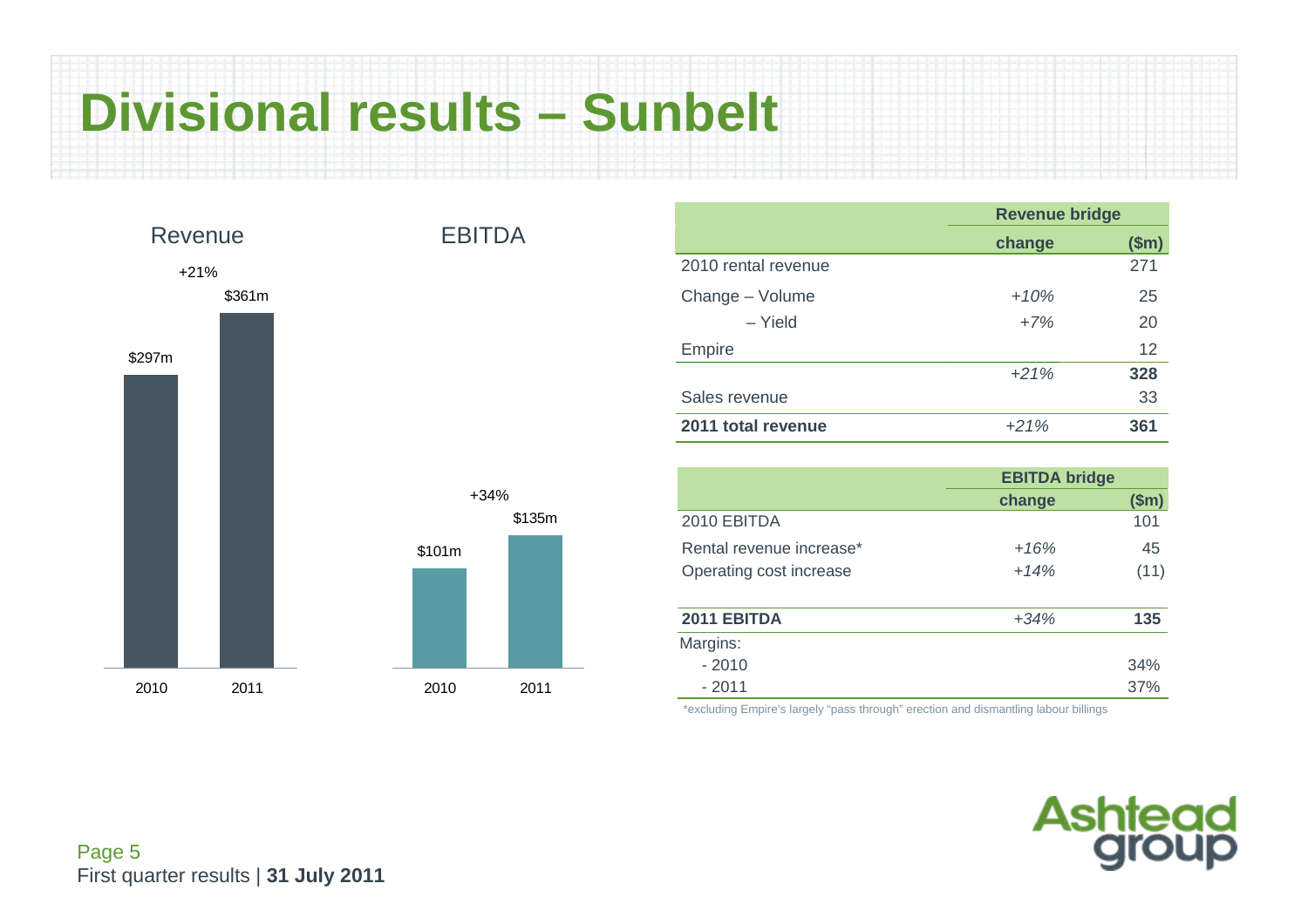# Divisional results – Sunbelt

**Revenue**

+21%

| 2010 | 2011 |
|---|---|
| $297m | $361m |

**EBITDA**

+34%

| 2010 | 2011 |
|---|---|
| $101m | $135m |

| | Revenue bridge | |
|---|---|---|
| | **change** | **($m)** |
| 2010 rental revenue | | 271 |
| Change – Volume | *+10%* | 25 |
| – Yield | *+7%* | 20 |
| Empire | | 12 |
| | *+21%* | **328** |
| Sales revenue | | 33 |
| **2011 total revenue** | *+21%* | **361** |

| | EBITDA bridge | |
|---|---|---|
| | **change** | **($m)** |
| 2010 EBITDA | | 101 |
| Rental revenue increase* | *+16%* | 45 |
| Operating cost increase | *+14%* | (11) |
| **2011 EBITDA** | *+34%* | **135** |
| Margins: | | |
| - 2010 | | 34% |
| - 2011 | | 37% |

*excluding Empire's largely "pass through" erection and dismantling labour billings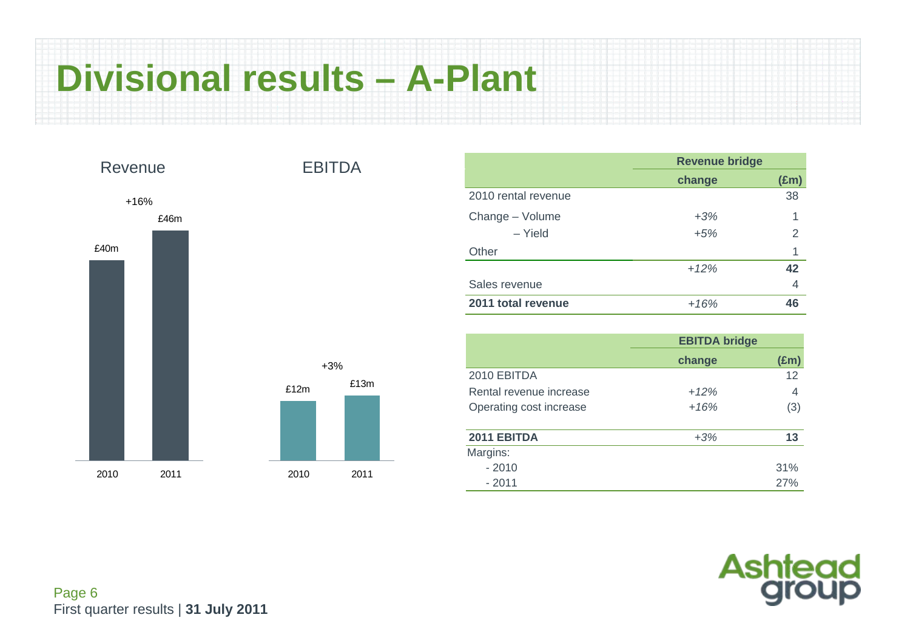# Divisional results – A-Plant

**Revenue**

| | 2010 | 2011 |
|---|---|---|
| Revenue | £40m | £46m |

+16%

**EBITDA**

| | 2010 | 2011 |
|---|---|---|
| EBITDA | £12m | £13m |

+3%

| | Revenue bridge | |
|---|---|---|
| | **change** | **(£m)** |
| 2010 rental revenue | | 38 |
| Change – Volume | *+3%* | 1 |
| – Yield | *+5%* | 2 |
| Other | | 1 |
| | *+12%* | **42** |
| Sales revenue | | 4 |
| **2011 total revenue** | *+16%* | **46** |

| | EBITDA bridge | |
|---|---|---|
| | **change** | **(£m)** |
| 2010 EBITDA | | 12 |
| Rental revenue increase | *+12%* | 4 |
| Operating cost increase | *+16%* | (3) |
| **2011 EBITDA** | *+3%* | **13** |
| Margins: | | |
| - 2010 | | 31% |
| - 2011 | | 27% |

First quarter results | **31 July 2011**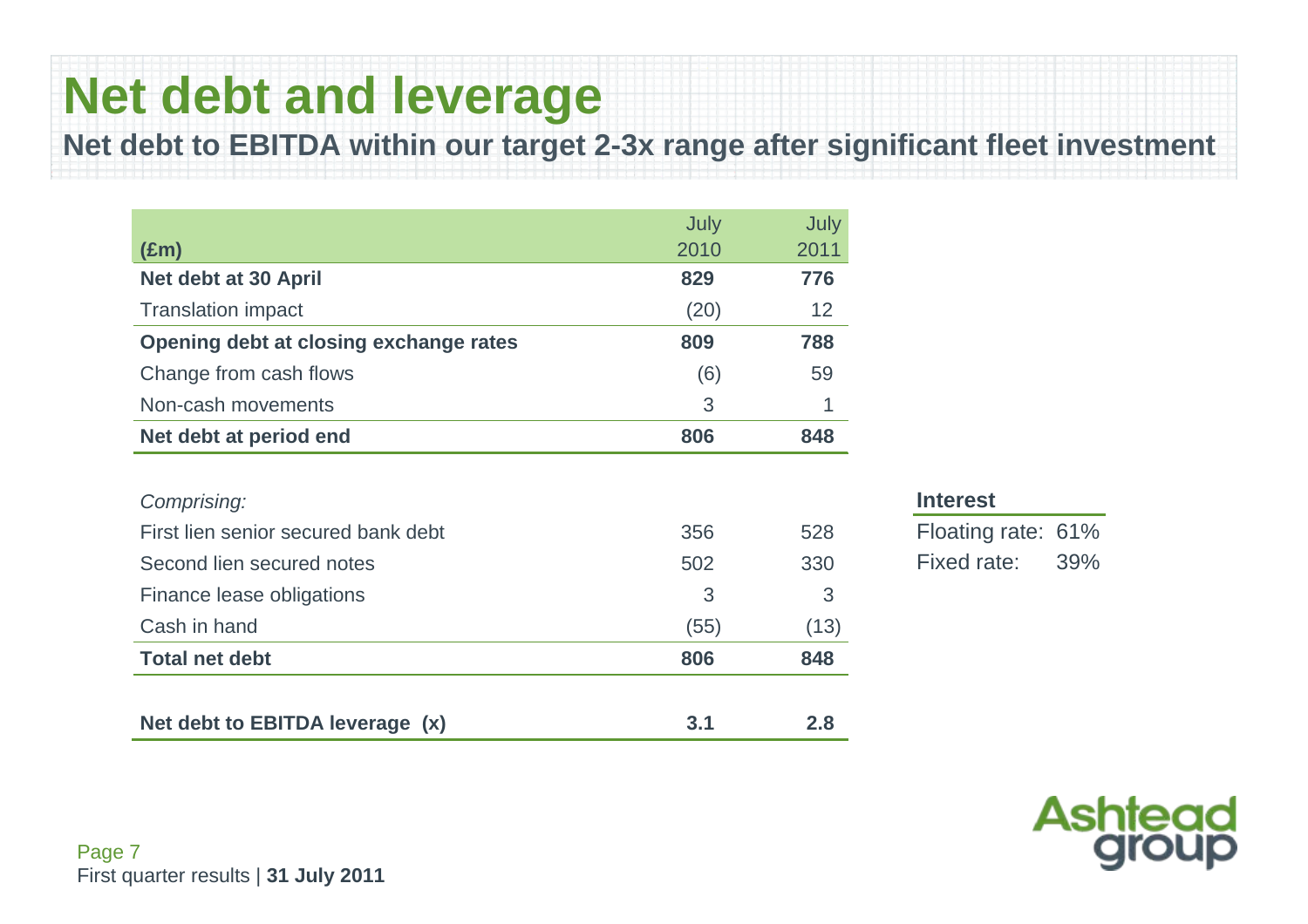# Net debt and leverage

## Net debt to EBITDA within our target 2-3x range after significant fleet investment

| (£m) | July 2010 | July 2011 |
|---|---|---|
| **Net debt at 30 April** | **829** | **776** |
| Translation impact | (20) | 12 |
| **Opening debt at closing exchange rates** | **809** | **788** |
| Change from cash flows | (6) | 59 |
| Non-cash movements | 3 | 1 |
| **Net debt at period end** | **806** | **848** |
| | | |
| *Comprising:* | | |
| First lien senior secured bank debt | 356 | 528 |
| Second lien secured notes | 502 | 330 |
| Finance lease obligations | 3 | 3 |
| Cash in hand | (55) | (13) |
| **Total net debt** | **806** | **848** |
| | | |
| **Net debt to EBITDA leverage (x)** | **3.1** | **2.8** |

| **Interest** | |
|---|---|
| Floating rate: | 61% |
| Fixed rate: | 39% |

First quarter results | **31 July 2011**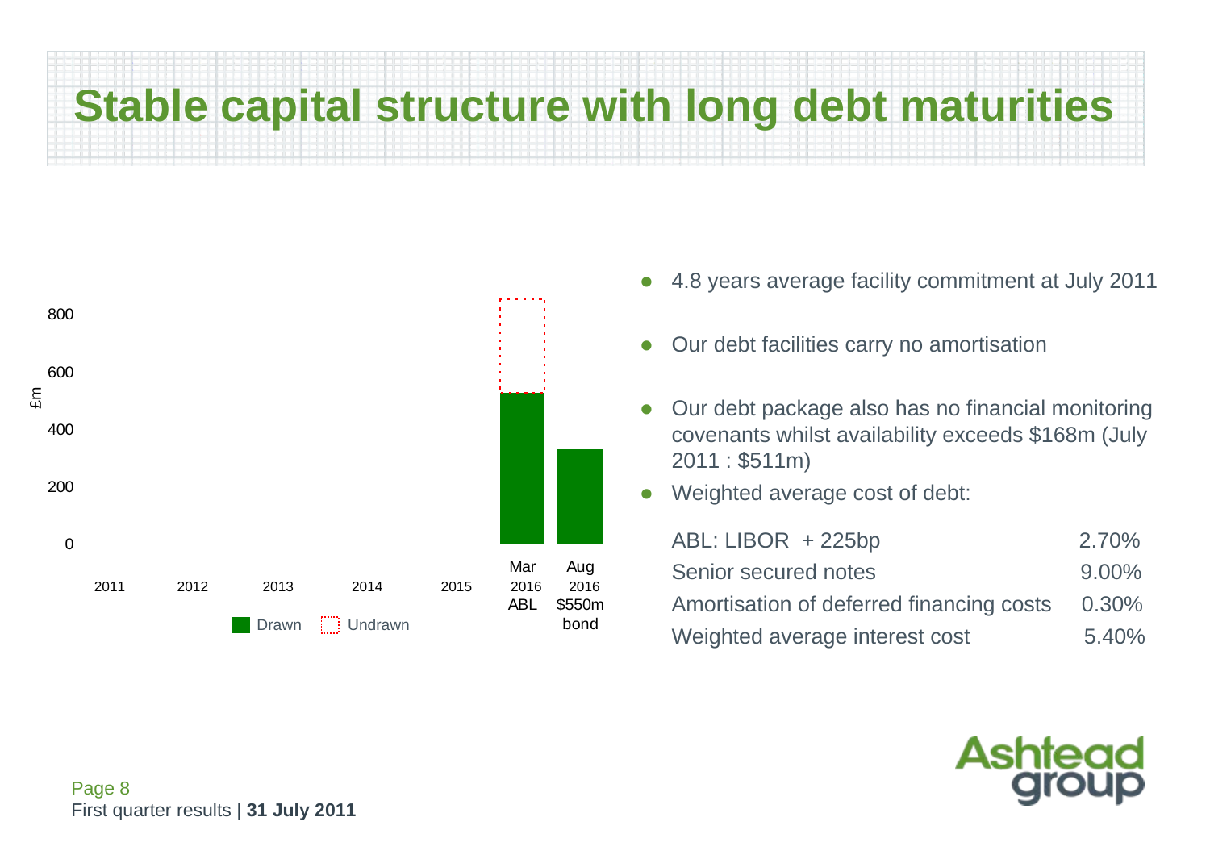# Stable capital structure with long debt maturities

£m

| | 2011 | 2012 | 2013 | 2014 | 2015 | Mar 2016 ABL | Aug 2016 $550m bond |
|---|---|---|---|---|---|---|---|

Drawn / Undrawn

- 4.8 years average facility commitment at July 2011
- Our debt facilities carry no amortisation
- Our debt package also has no financial monitoring covenants whilst availability exceeds $168m (July 2011 : $511m)
- Weighted average cost of debt:

| | |
|---|---|
| ABL: LIBOR + 225bp | 2.70% |
| Senior secured notes | 9.00% |
| Amortisation of deferred financing costs | 0.30% |
| Weighted average interest cost | 5.40% |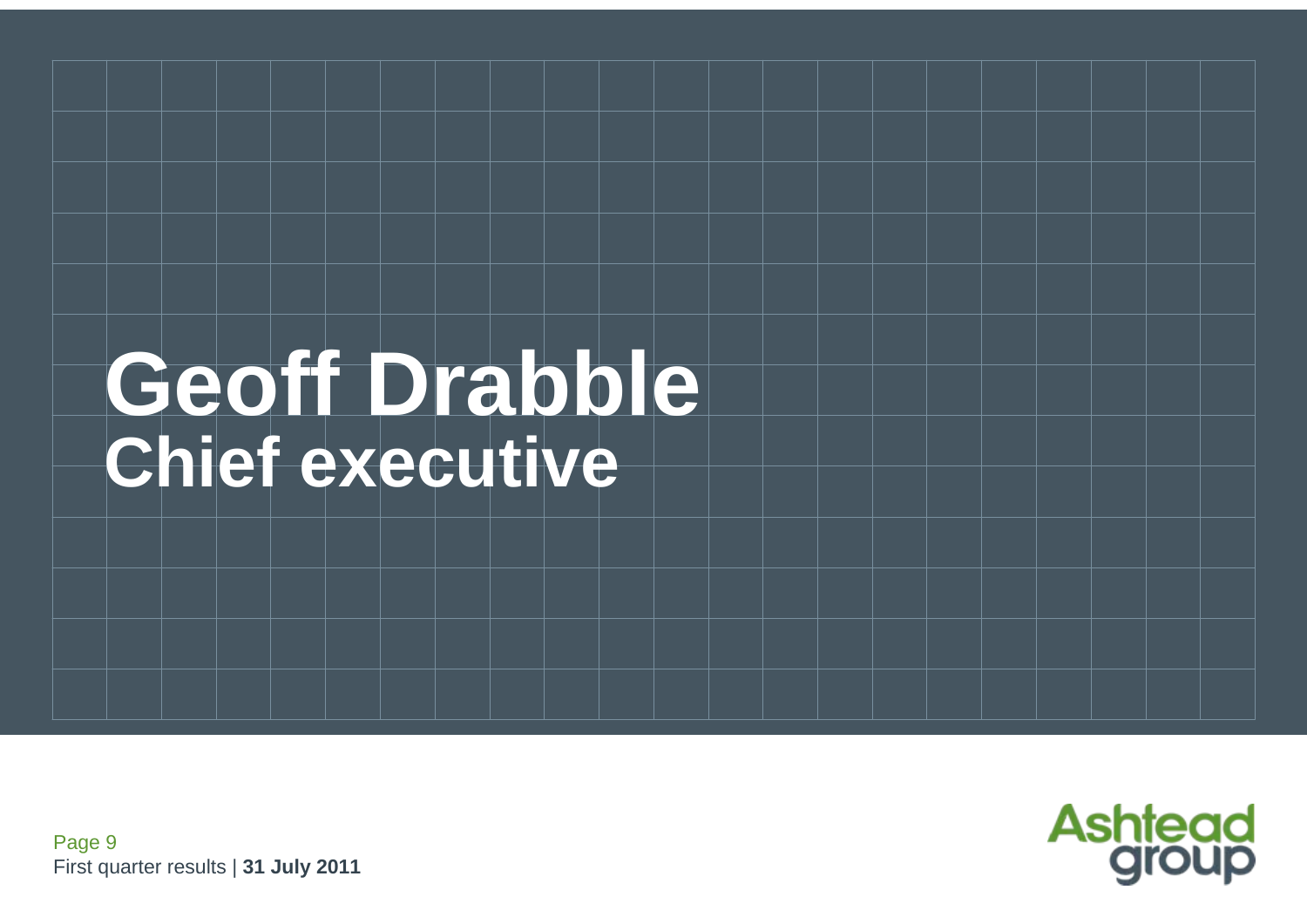# Geoff Drabble

## Chief executive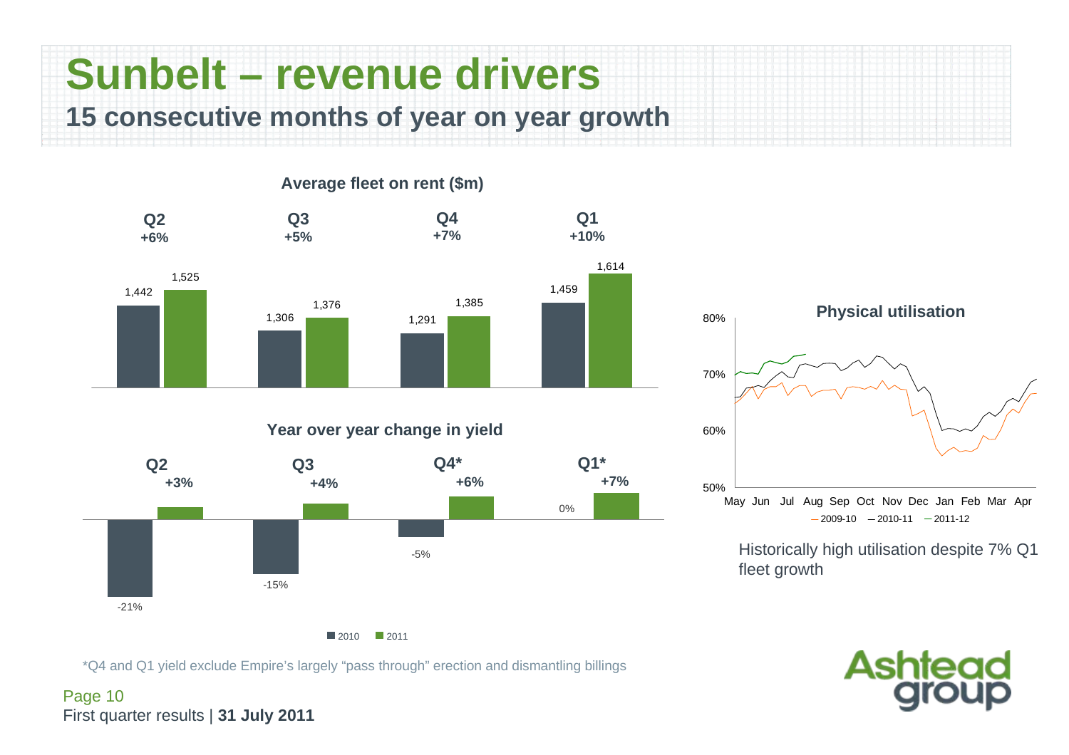# Sunbelt – revenue drivers

## 15 consecutive months of year on year growth

**Average fleet on rent ($m)**

| | Q2 | Q3 | Q4 | Q1 |
|---|---|---|---|---|
| Change | +6% | +5% | +7% | +10% |
| 2010 | 1,442 | 1,306 | 1,291 | 1,459 |
| 2011 | 1,525 | 1,376 | 1,385 | 1,614 |

**Year over year change in yield**

| | Q2 | Q3 | Q4* | Q1* |
|---|---|---|---|---|
| 2010 | -21% | -15% | -5% | 0% |
| 2011 | +3% | +4% | +6% | +7% |

**Physical utilisation**

(Line chart, 50%–80%, May to Apr; series: 2009-10, 2010-11, 2011-12)

Historically high utilisation despite 7% Q1 fleet growth

*Q4 and Q1 yield exclude Empire's largely "pass through" erection and dismantling billings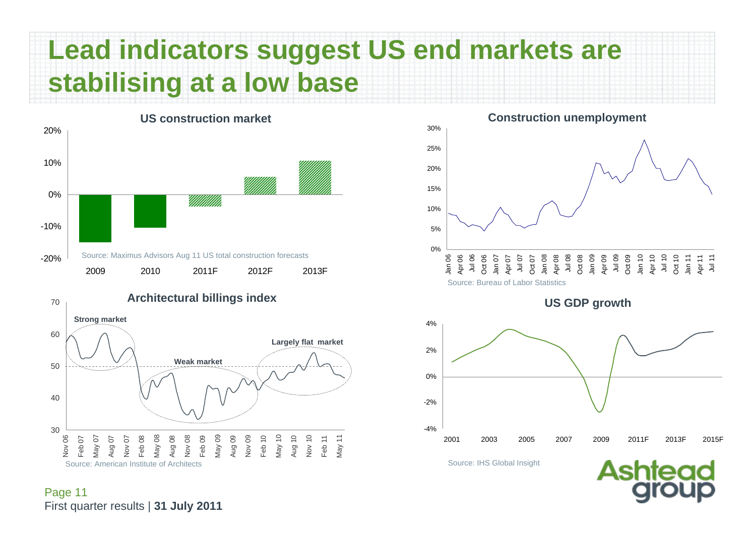# Lead indicators suggest US end markets are stabilising at a low base

## US construction market

| | 2009 | 2010 | 2011F | 2012F | 2013F |
|---|---|---|---|---|---|
| Growth | -15% | -10% | -4% | 5% | 10% |

Source: Maximus Advisors Aug 11 US total construction forecasts

## Construction unemployment

Source: Bureau of Labor Statistics

## Architectural billings index

Strong market

Weak market

Largely flat market

Source: American Institute of Architects

## US GDP growth

Source: IHS Global Insight

First quarter results | **31 July 2011**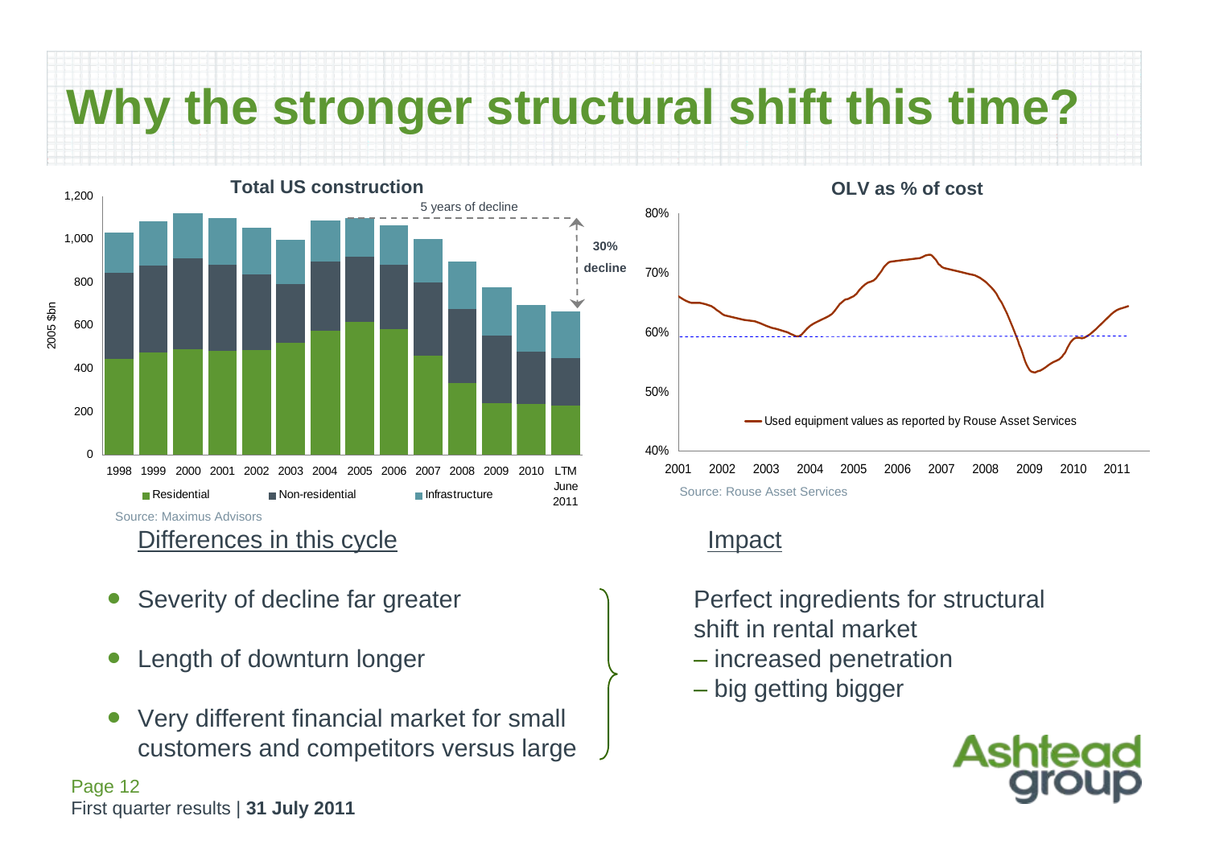# Why the stronger structural shift this time?

**Total US construction**

(2005 $bn; Residential, Non-residential, Infrastructure; 1998–LTM June 2011; 5 years of decline; 30% decline)

Source: Maximus Advisors

**OLV as % of cost**

Used equipment values as reported by Rouse Asset Services

Source: Rouse Asset Services

## Differences in this cycle

- Severity of decline far greater
- Length of downturn longer
- Very different financial market for small customers and competitors versus large

## Impact

Perfect ingredients for structural shift in rental market

– increased penetration

– big getting bigger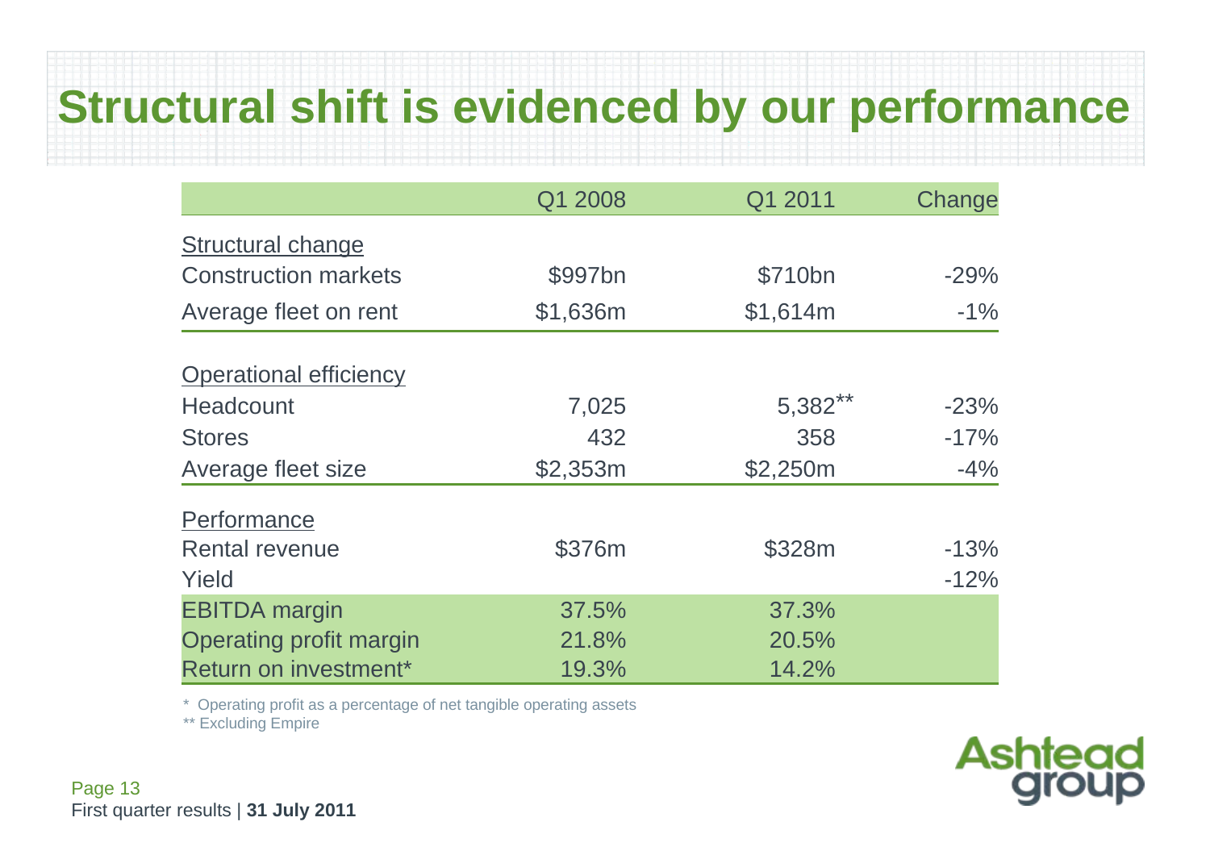# Structural shift is evidenced by our performance

| | Q1 2008 | Q1 2011 | Change |
|---|---|---|---|
| Structural change | | | |
| Construction markets | $997bn | $710bn | -29% |
| Average fleet on rent | $1,636m | $1,614m | -1% |
| Operational efficiency | | | |
| Headcount | 7,025 | 5,382** | -23% |
| Stores | 432 | 358 | -17% |
| Average fleet size | $2,353m | $2,250m | -4% |
| Performance | | | |
| Rental revenue | $376m | $328m | -13% |
| Yield | | | -12% |
| EBITDA margin | 37.5% | 37.3% | |
| Operating profit margin | 21.8% | 20.5% | |
| Return on investment* | 19.3% | 14.2% | |

\* Operating profit as a percentage of net tangible operating assets

** Excluding Empire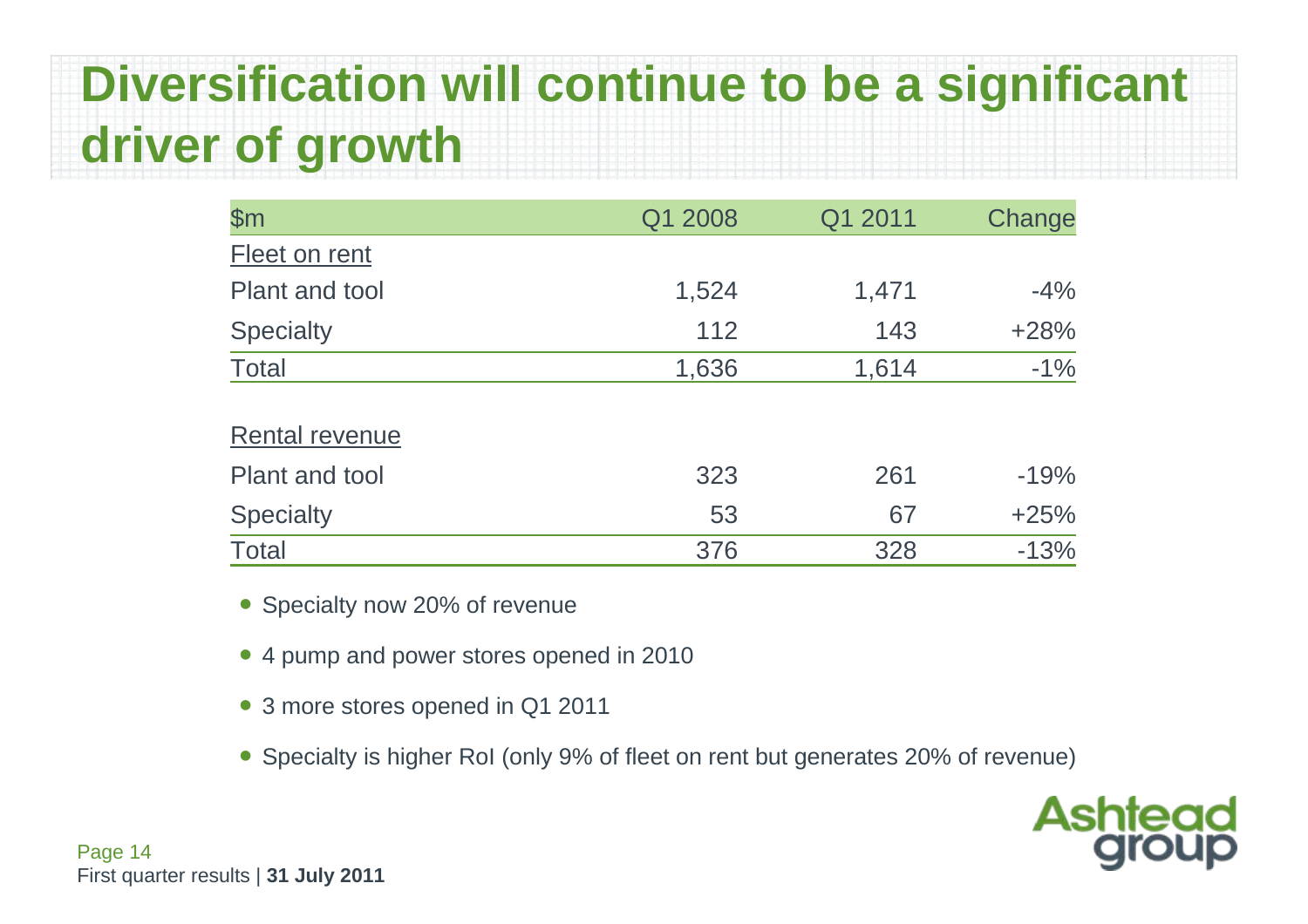# Diversification will continue to be a significant driver of growth

| $m | Q1 2008 | Q1 2011 | Change |
|---|---|---|---|
| Fleet on rent | | | |
| Plant and tool | 1,524 | 1,471 | -4% |
| Specialty | 112 | 143 | +28% |
| Total | 1,636 | 1,614 | -1% |
| | | | |
| Rental revenue | | | |
| Plant and tool | 323 | 261 | -19% |
| Specialty | 53 | 67 | +25% |
| Total | 376 | 328 | -13% |

- Specialty now 20% of revenue
- 4 pump and power stores opened in 2010
- 3 more stores opened in Q1 2011
- Specialty is higher RoI (only 9% of fleet on rent but generates 20% of revenue)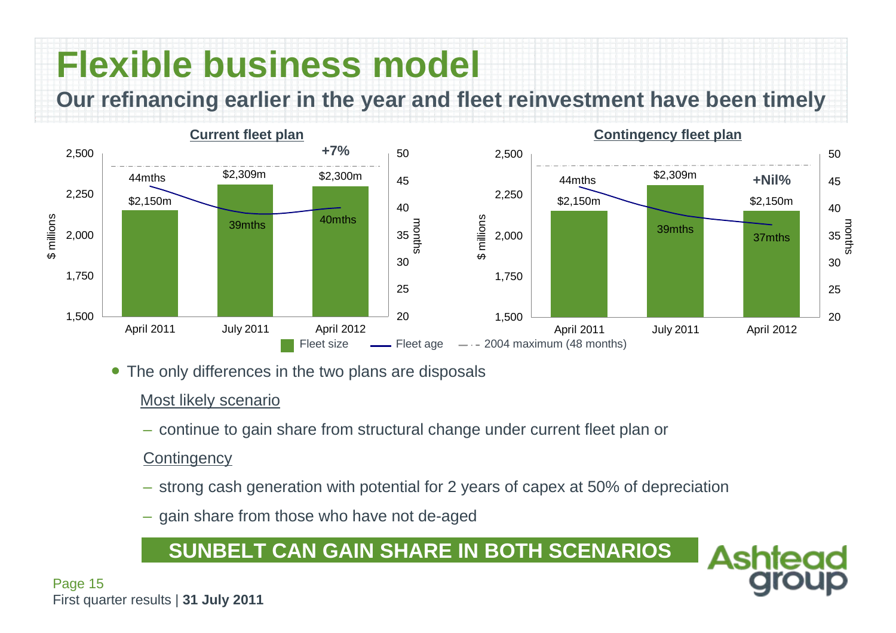# Flexible business model

## Our refinancing earlier in the year and fleet reinvestment have been timely

**Current fleet plan**

| | April 2011 | July 2011 | April 2012 |
|---|---|---|---|
| Fleet size ($ millions) | $2,150m | $2,309m | $2,300m |
| Fleet age (months) | 44mths | 39mths | 40mths |

+7%

**Contingency fleet plan**

| | April 2011 | July 2011 | April 2012 |
|---|---|---|---|
| Fleet size ($ millions) | $2,150m | $2,309m | $2,150m |
| Fleet age (months) | 44mths | 39mths | 37mths |

+Nil%

Fleet size — Fleet age — 2004 maximum (48 months)

- The only differences in the two plans are disposals

  Most likely scenario

  – continue to gain share from structural change under current fleet plan or

  Contingency

  – strong cash generation with potential for 2 years of capex at 50% of depreciation

  – gain share from those who have not de-aged

**SUNBELT CAN GAIN SHARE IN BOTH SCENARIOS**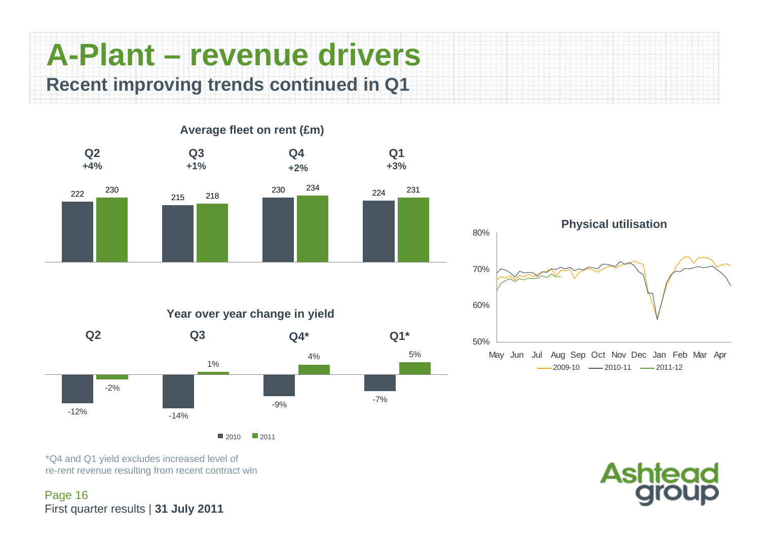# A-Plant – revenue drivers

## Recent improving trends continued in Q1

**Average fleet on rent (£m)**

| | Q2 | Q3 | Q4 | Q1 |
|---|---|---|---|---|
| Change | +4% | +1% | +2% | +3% |
| 2010 | 222 | 215 | 230 | 224 |
| 2011 | 230 | 218 | 234 | 231 |

**Year over year change in yield**

| | Q2 | Q3 | Q4* | Q1* |
|---|---|---|---|---|
| 2010 | -12% | -14% | -9% | -7% |
| 2011 | -2% | 1% | 4% | 5% |

**Physical utilisation**

80%, 70%, 60%, 50%

May Jun Jul Aug Sep Oct Nov Dec Jan Feb Mar Apr

2009-10 2010-11 2011-12

*Q4 and Q1 yield excludes increased level of re-rent revenue resulting from recent contract win

First quarter results | **31 July 2011**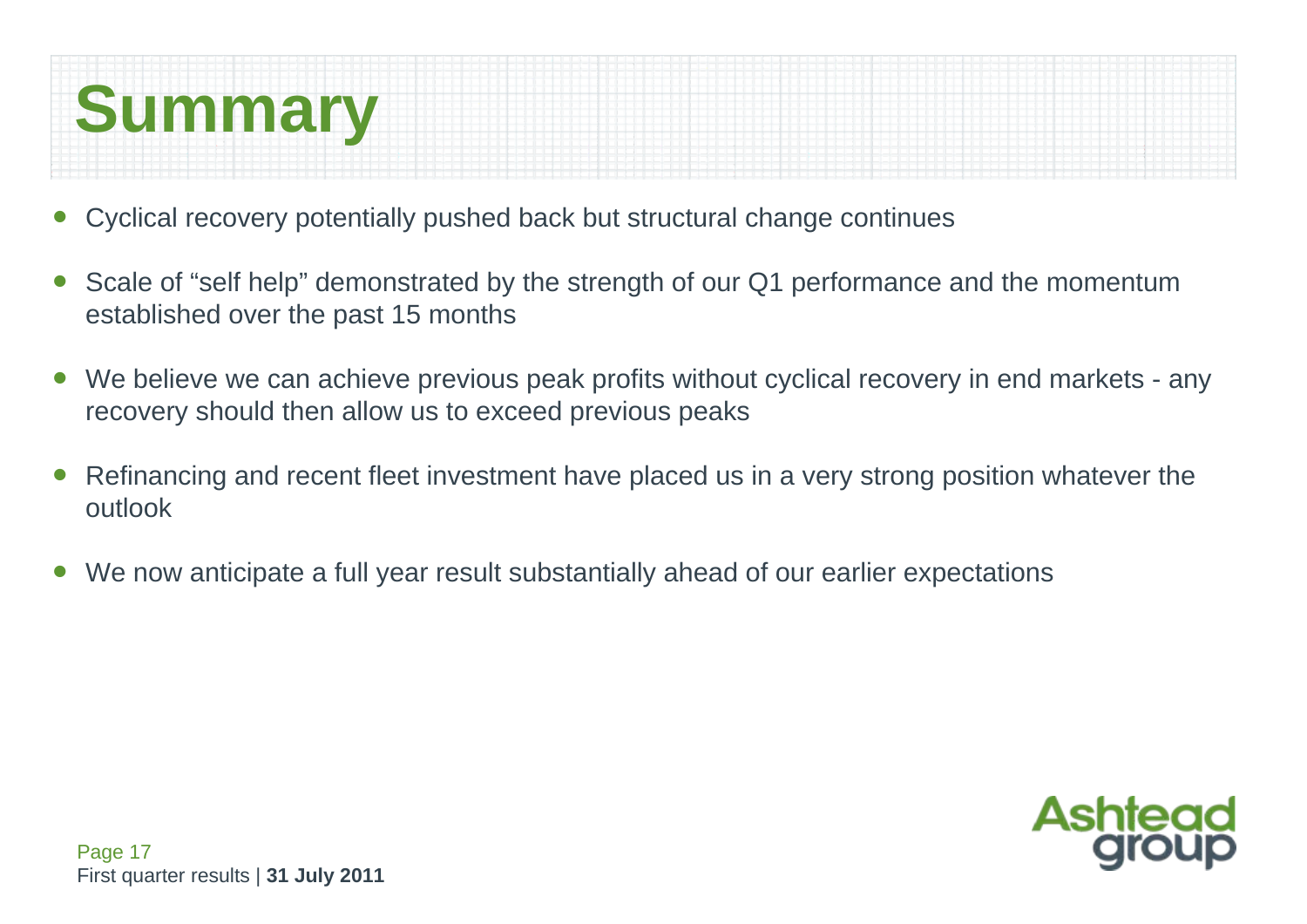# Summary

- Cyclical recovery potentially pushed back but structural change continues
- Scale of "self help" demonstrated by the strength of our Q1 performance and the momentum established over the past 15 months
- We believe we can achieve previous peak profits without cyclical recovery in end markets - any recovery should then allow us to exceed previous peaks
- Refinancing and recent fleet investment have placed us in a very strong position whatever the outlook
- We now anticipate a full year result substantially ahead of our earlier expectations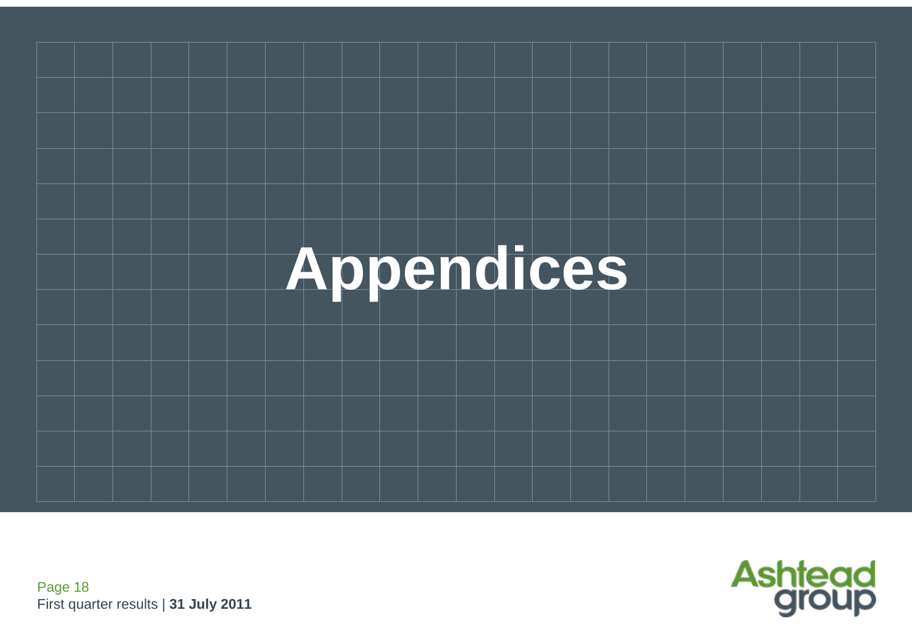# Appendices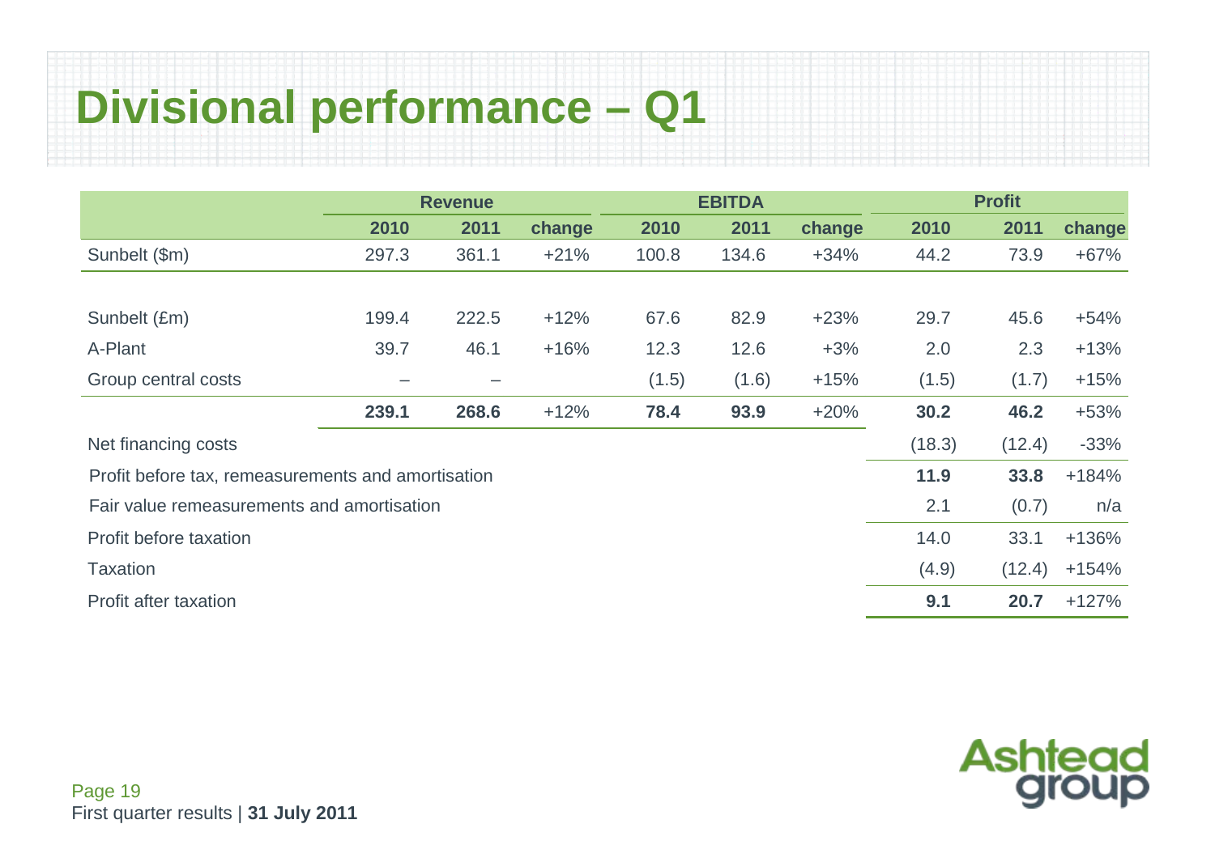# Divisional performance – Q1

| | Revenue | | | EBITDA | | | Profit | | |
|---|---|---|---|---|---|---|---|---|---|
| | **2010** | **2011** | **change** | **2010** | **2011** | **change** | **2010** | **2011** | **change** |
| Sunbelt ($m) | 297.3 | 361.1 | +21% | 100.8 | 134.6 | +34% | 44.2 | 73.9 | +67% |
| | | | | | | | | | |
| Sunbelt (£m) | 199.4 | 222.5 | +12% | 67.6 | 82.9 | +23% | 29.7 | 45.6 | +54% |
| A-Plant | 39.7 | 46.1 | +16% | 12.3 | 12.6 | +3% | 2.0 | 2.3 | +13% |
| Group central costs | – | – | | (1.5) | (1.6) | +15% | (1.5) | (1.7) | +15% |
| | **239.1** | **268.6** | +12% | **78.4** | **93.9** | +20% | **30.2** | **46.2** | +53% |
| Net financing costs | | | | | | | (18.3) | (12.4) | -33% |
| Profit before tax, remeasurements and amortisation | | | | | | | **11.9** | **33.8** | +184% |
| Fair value remeasurements and amortisation | | | | | | | 2.1 | (0.7) | n/a |
| Profit before taxation | | | | | | | 14.0 | 33.1 | +136% |
| Taxation | | | | | | | (4.9) | (12.4) | +154% |
| Profit after taxation | | | | | | | **9.1** | **20.7** | +127% |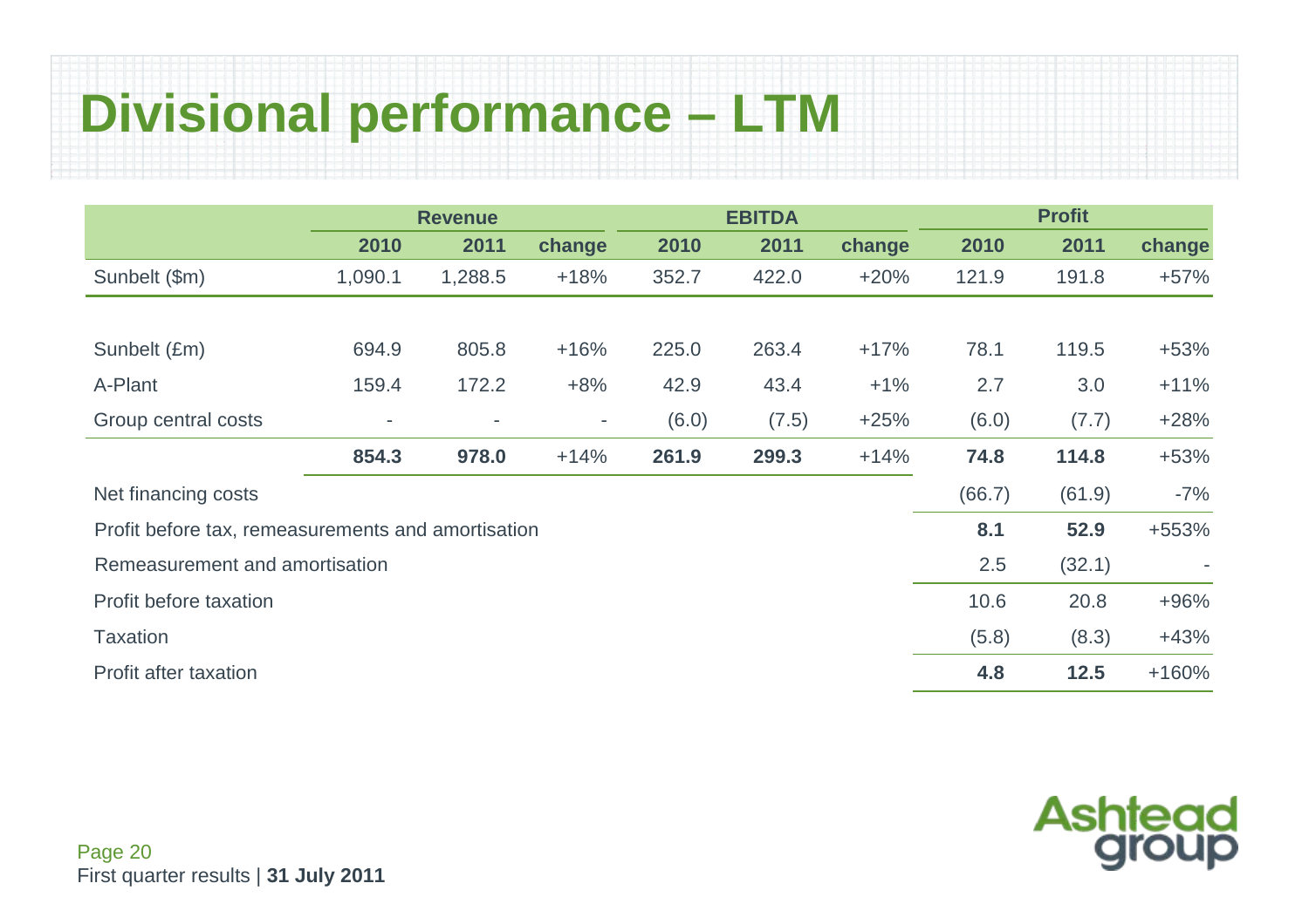# Divisional performance – LTM

| | Revenue | | | EBITDA | | | Profit | | |
|---|---|---|---|---|---|---|---|---|---|
| | **2010** | **2011** | **change** | **2010** | **2011** | **change** | **2010** | **2011** | **change** |
| Sunbelt ($m) | 1,090.1 | 1,288.5 | +18% | 352.7 | 422.0 | +20% | 121.9 | 191.8 | +57% |
| | | | | | | | | | |
| Sunbelt (£m) | 694.9 | 805.8 | +16% | 225.0 | 263.4 | +17% | 78.1 | 119.5 | +53% |
| A-Plant | 159.4 | 172.2 | +8% | 42.9 | 43.4 | +1% | 2.7 | 3.0 | +11% |
| Group central costs | - | - | - | (6.0) | (7.5) | +25% | (6.0) | (7.7) | +28% |
| | **854.3** | **978.0** | +14% | **261.9** | **299.3** | +14% | **74.8** | **114.8** | +53% |
| Net financing costs | | | | | | | (66.7) | (61.9) | -7% |
| Profit before tax, remeasurements and amortisation | | | | | | | **8.1** | **52.9** | +553% |
| Remeasurement and amortisation | | | | | | | 2.5 | (32.1) | - |
| Profit before taxation | | | | | | | 10.6 | 20.8 | +96% |
| Taxation | | | | | | | (5.8) | (8.3) | +43% |
| Profit after taxation | | | | | | | **4.8** | **12.5** | +160% |

First quarter results | **31 July 2011**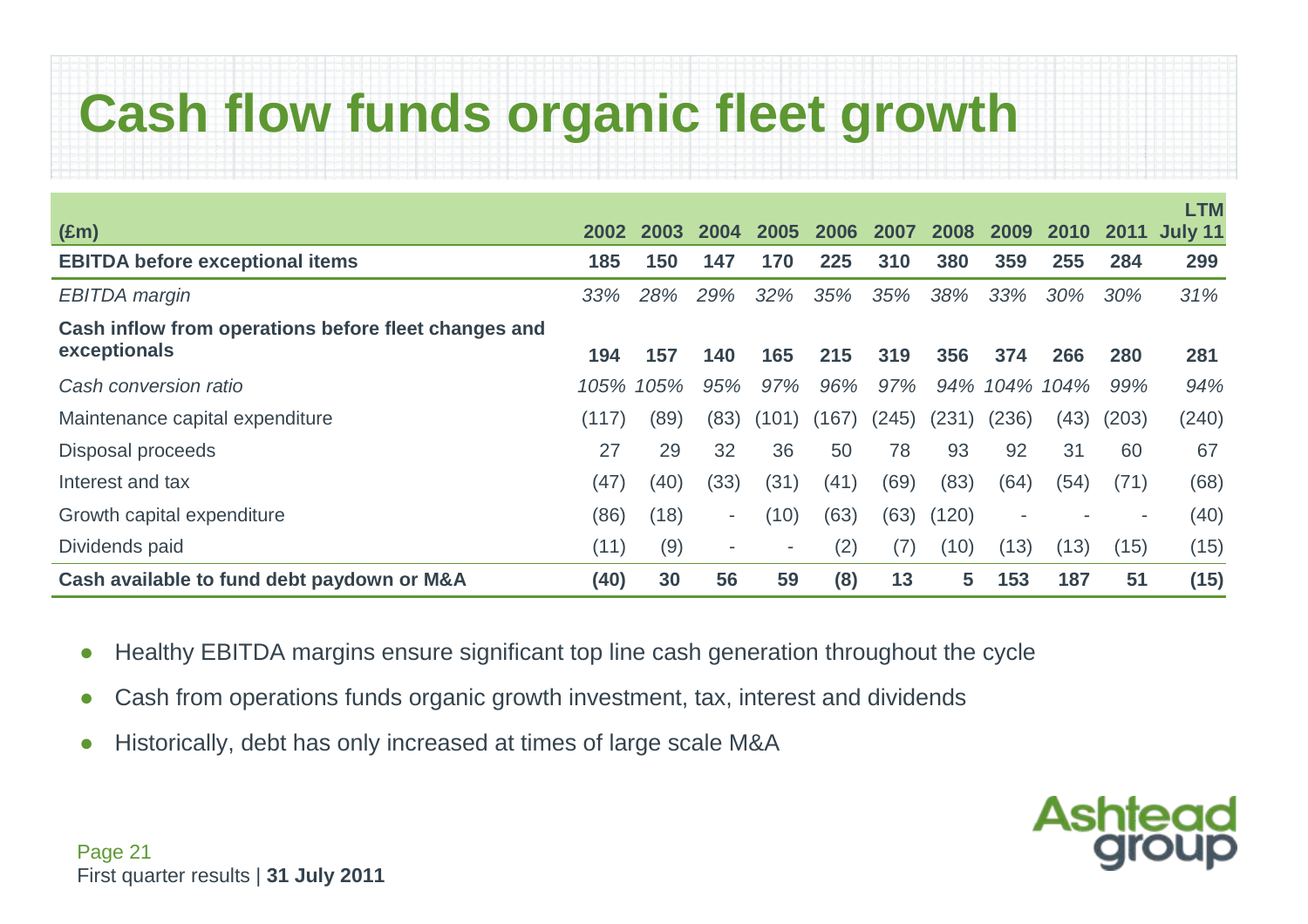# Cash flow funds organic fleet growth

| (£m) | 2002 | 2003 | 2004 | 2005 | 2006 | 2007 | 2008 | 2009 | 2010 | 2011 | LTM July 11 |
|---|---|---|---|---|---|---|---|---|---|---|---|
| **EBITDA before exceptional items** | **185** | **150** | **147** | **170** | **225** | **310** | **380** | **359** | **255** | **284** | **299** |
| *EBITDA margin* | *33%* | *28%* | *29%* | *32%* | *35%* | *35%* | *38%* | *33%* | *30%* | *30%* | *31%* |
| **Cash inflow from operations before fleet changes and exceptionals** | **194** | **157** | **140** | **165** | **215** | **319** | **356** | **374** | **266** | **280** | **281** |
| *Cash conversion ratio* | *105%* | *105%* | *95%* | *97%* | *96%* | *97%* | *94%* | *104%* | *104%* | *99%* | *94%* |
| Maintenance capital expenditure | (117) | (89) | (83) | (101) | (167) | (245) | (231) | (236) | (43) | (203) | (240) |
| Disposal proceeds | 27 | 29 | 32 | 36 | 50 | 78 | 93 | 92 | 31 | 60 | 67 |
| Interest and tax | (47) | (40) | (33) | (31) | (41) | (69) | (83) | (64) | (54) | (71) | (68) |
| Growth capital expenditure | (86) | (18) | - | (10) | (63) | (63) | (120) | - | - | - | (40) |
| Dividends paid | (11) | (9) | - | - | (2) | (7) | (10) | (13) | (13) | (15) | (15) |
| **Cash available to fund debt paydown or M&A** | **(40)** | **30** | **56** | **59** | **(8)** | **13** | **5** | **153** | **187** | **51** | **(15)** |

- Healthy EBITDA margins ensure significant top line cash generation throughout the cycle
- Cash from operations funds organic growth investment, tax, interest and dividends
- Historically, debt has only increased at times of large scale M&A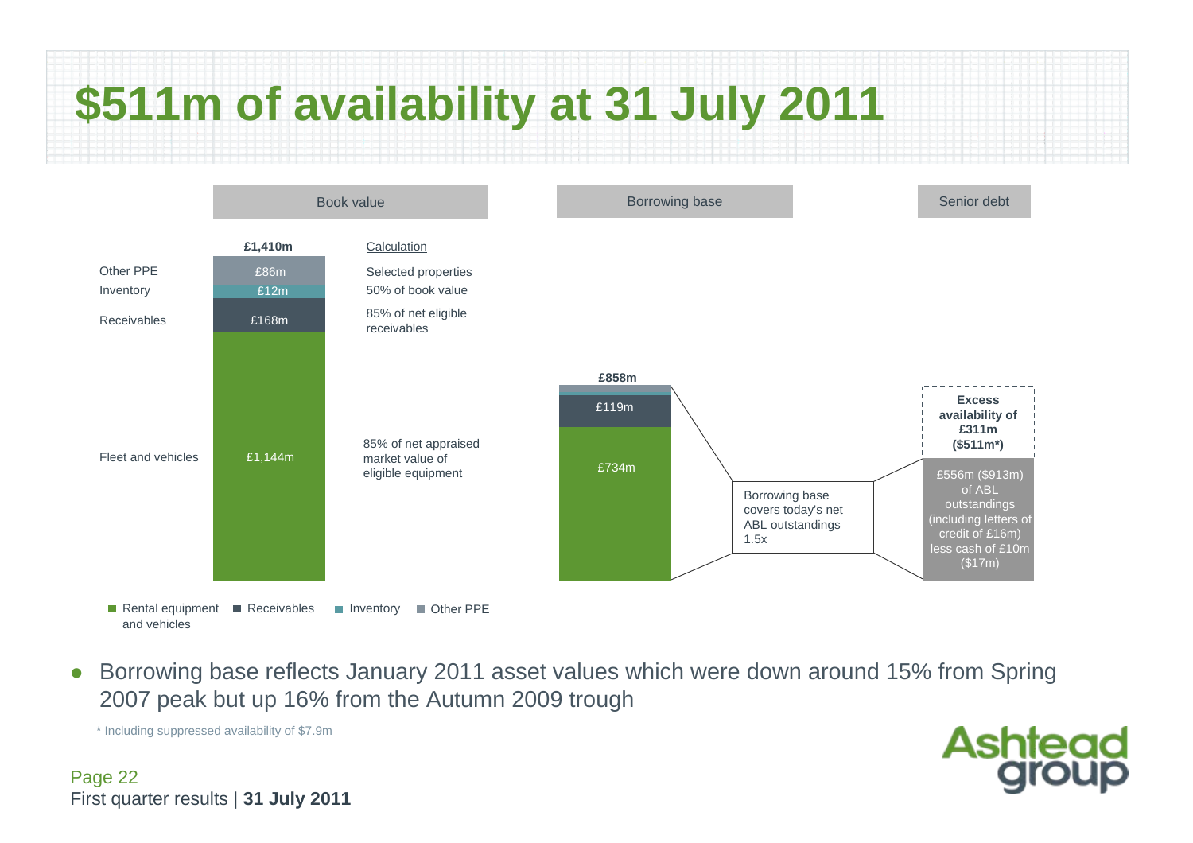# $511m of availability at 31 July 2011

Book value

Borrowing base

Senior debt

£1,410m

Calculation

Other PPE £86m Selected properties

Inventory £12m 50% of book value

Receivables £168m 85% of net eligible receivables

Fleet and vehicles £1,144m 85% of net appraised market value of eligible equipment

£858m

£119m

£734m

Borrowing base covers today's net ABL outstandings 1.5x

Excess availability of £311m ($511m*)

£556m ($913m) of ABL outstandings (including letters of credit of £16m) less cash of £10m ($17m)

Rental equipment and vehicles | Receivables | Inventory | Other PPE

- Borrowing base reflects January 2011 asset values which were down around 15% from Spring 2007 peak but up 16% from the Autumn 2009 trough

\* Including suppressed availability of $7.9m

First quarter results | **31 July 2011**